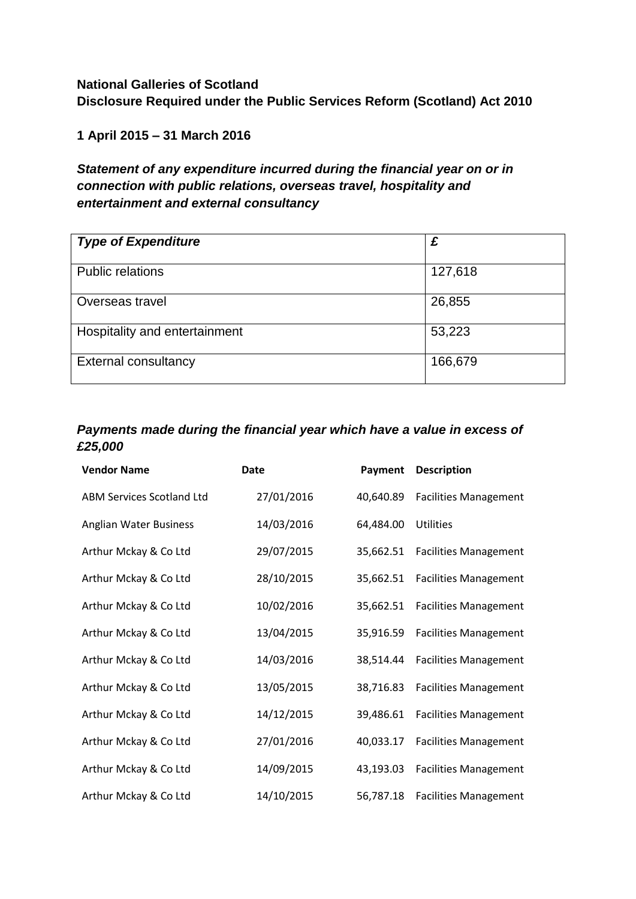**National Galleries of Scotland**
**Disclosure Required under the Public Services Reform (Scotland) Act 2010**

**1 April 2015 – 31 March 2016**

***Statement of any expenditure incurred during the financial year on or in connection with public relations, overseas travel, hospitality and entertainment and external consultancy***

| *Type of Expenditure* | *£* |
|---|---|
| Public relations | 127,618 |
| Overseas travel | 26,855 |
| Hospitality and entertainment | 53,223 |
| External consultancy | 166,679 |

***Payments made during the financial year which have a value in excess of £25,000***

| Vendor Name | Date | Payment | Description |
|---|---|---|---|
| ABM Services Scotland Ltd | 27/01/2016 | 40,640.89 | Facilities Management |
| Anglian Water Business | 14/03/2016 | 64,484.00 | Utilities |
| Arthur Mckay & Co Ltd | 29/07/2015 | 35,662.51 | Facilities Management |
| Arthur Mckay & Co Ltd | 28/10/2015 | 35,662.51 | Facilities Management |
| Arthur Mckay & Co Ltd | 10/02/2016 | 35,662.51 | Facilities Management |
| Arthur Mckay & Co Ltd | 13/04/2015 | 35,916.59 | Facilities Management |
| Arthur Mckay & Co Ltd | 14/03/2016 | 38,514.44 | Facilities Management |
| Arthur Mckay & Co Ltd | 13/05/2015 | 38,716.83 | Facilities Management |
| Arthur Mckay & Co Ltd | 14/12/2015 | 39,486.61 | Facilities Management |
| Arthur Mckay & Co Ltd | 27/01/2016 | 40,033.17 | Facilities Management |
| Arthur Mckay & Co Ltd | 14/09/2015 | 43,193.03 | Facilities Management |
| Arthur Mckay & Co Ltd | 14/10/2015 | 56,787.18 | Facilities Management |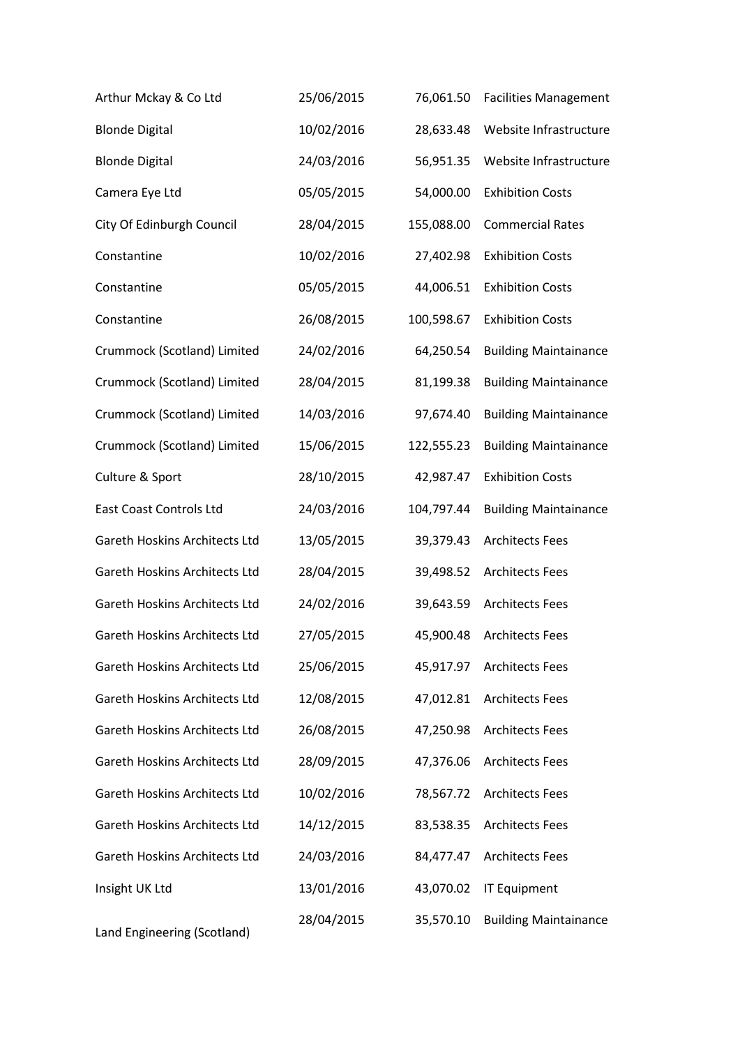| | | | |
|---|---|---|---|
| Arthur Mckay & Co Ltd | 25/06/2015 | 76,061.50 | Facilities Management |
| Blonde Digital | 10/02/2016 | 28,633.48 | Website Infrastructure |
| Blonde Digital | 24/03/2016 | 56,951.35 | Website Infrastructure |
| Camera Eye Ltd | 05/05/2015 | 54,000.00 | Exhibition Costs |
| City Of Edinburgh Council | 28/04/2015 | 155,088.00 | Commercial Rates |
| Constantine | 10/02/2016 | 27,402.98 | Exhibition Costs |
| Constantine | 05/05/2015 | 44,006.51 | Exhibition Costs |
| Constantine | 26/08/2015 | 100,598.67 | Exhibition Costs |
| Crummock (Scotland) Limited | 24/02/2016 | 64,250.54 | Building Maintainance |
| Crummock (Scotland) Limited | 28/04/2015 | 81,199.38 | Building Maintainance |
| Crummock (Scotland) Limited | 14/03/2016 | 97,674.40 | Building Maintainance |
| Crummock (Scotland) Limited | 15/06/2015 | 122,555.23 | Building Maintainance |
| Culture & Sport | 28/10/2015 | 42,987.47 | Exhibition Costs |
| East Coast Controls Ltd | 24/03/2016 | 104,797.44 | Building Maintainance |
| Gareth Hoskins Architects Ltd | 13/05/2015 | 39,379.43 | Architects Fees |
| Gareth Hoskins Architects Ltd | 28/04/2015 | 39,498.52 | Architects Fees |
| Gareth Hoskins Architects Ltd | 24/02/2016 | 39,643.59 | Architects Fees |
| Gareth Hoskins Architects Ltd | 27/05/2015 | 45,900.48 | Architects Fees |
| Gareth Hoskins Architects Ltd | 25/06/2015 | 45,917.97 | Architects Fees |
| Gareth Hoskins Architects Ltd | 12/08/2015 | 47,012.81 | Architects Fees |
| Gareth Hoskins Architects Ltd | 26/08/2015 | 47,250.98 | Architects Fees |
| Gareth Hoskins Architects Ltd | 28/09/2015 | 47,376.06 | Architects Fees |
| Gareth Hoskins Architects Ltd | 10/02/2016 | 78,567.72 | Architects Fees |
| Gareth Hoskins Architects Ltd | 14/12/2015 | 83,538.35 | Architects Fees |
| Gareth Hoskins Architects Ltd | 24/03/2016 | 84,477.47 | Architects Fees |
| Insight UK Ltd | 13/01/2016 | 43,070.02 | IT Equipment |
| Land Engineering (Scotland) | 28/04/2015 | 35,570.10 | Building Maintainance |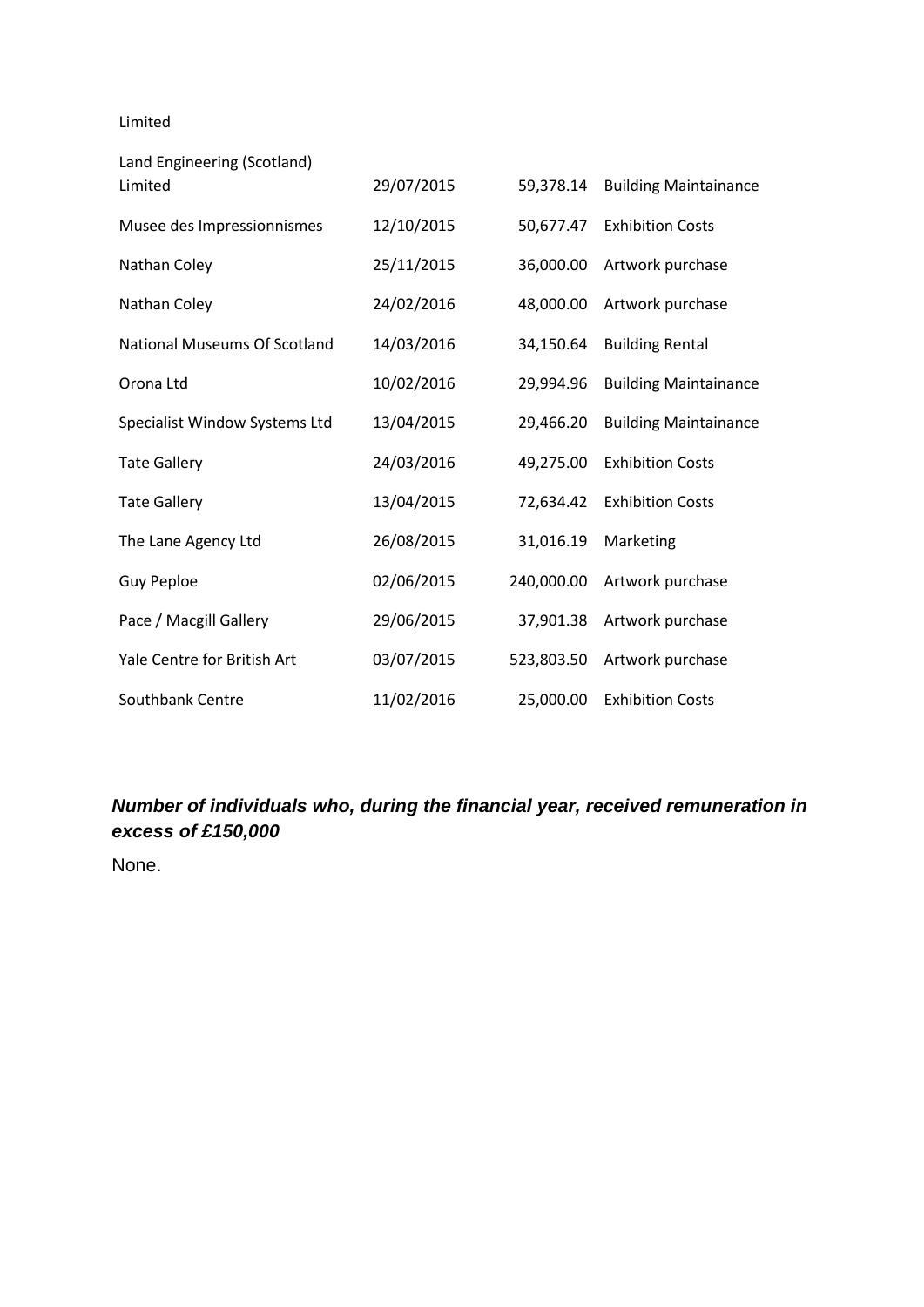| | | | |
|---|---|---|---|
| Limited | | | |
| Land Engineering (Scotland) Limited | 29/07/2015 | 59,378.14 | Building Maintainance |
| Musee des Impressionnismes | 12/10/2015 | 50,677.47 | Exhibition Costs |
| Nathan Coley | 25/11/2015 | 36,000.00 | Artwork purchase |
| Nathan Coley | 24/02/2016 | 48,000.00 | Artwork purchase |
| National Museums Of Scotland | 14/03/2016 | 34,150.64 | Building Rental |
| Orona Ltd | 10/02/2016 | 29,994.96 | Building Maintainance |
| Specialist Window Systems Ltd | 13/04/2015 | 29,466.20 | Building Maintainance |
| Tate Gallery | 24/03/2016 | 49,275.00 | Exhibition Costs |
| Tate Gallery | 13/04/2015 | 72,634.42 | Exhibition Costs |
| The Lane Agency Ltd | 26/08/2015 | 31,016.19 | Marketing |
| Guy Peploe | 02/06/2015 | 240,000.00 | Artwork purchase |
| Pace / Macgill Gallery | 29/06/2015 | 37,901.38 | Artwork purchase |
| Yale Centre for British Art | 03/07/2015 | 523,803.50 | Artwork purchase |
| Southbank Centre | 11/02/2016 | 25,000.00 | Exhibition Costs |

***Number of individuals who, during the financial year, received remuneration in excess of £150,000***

None.